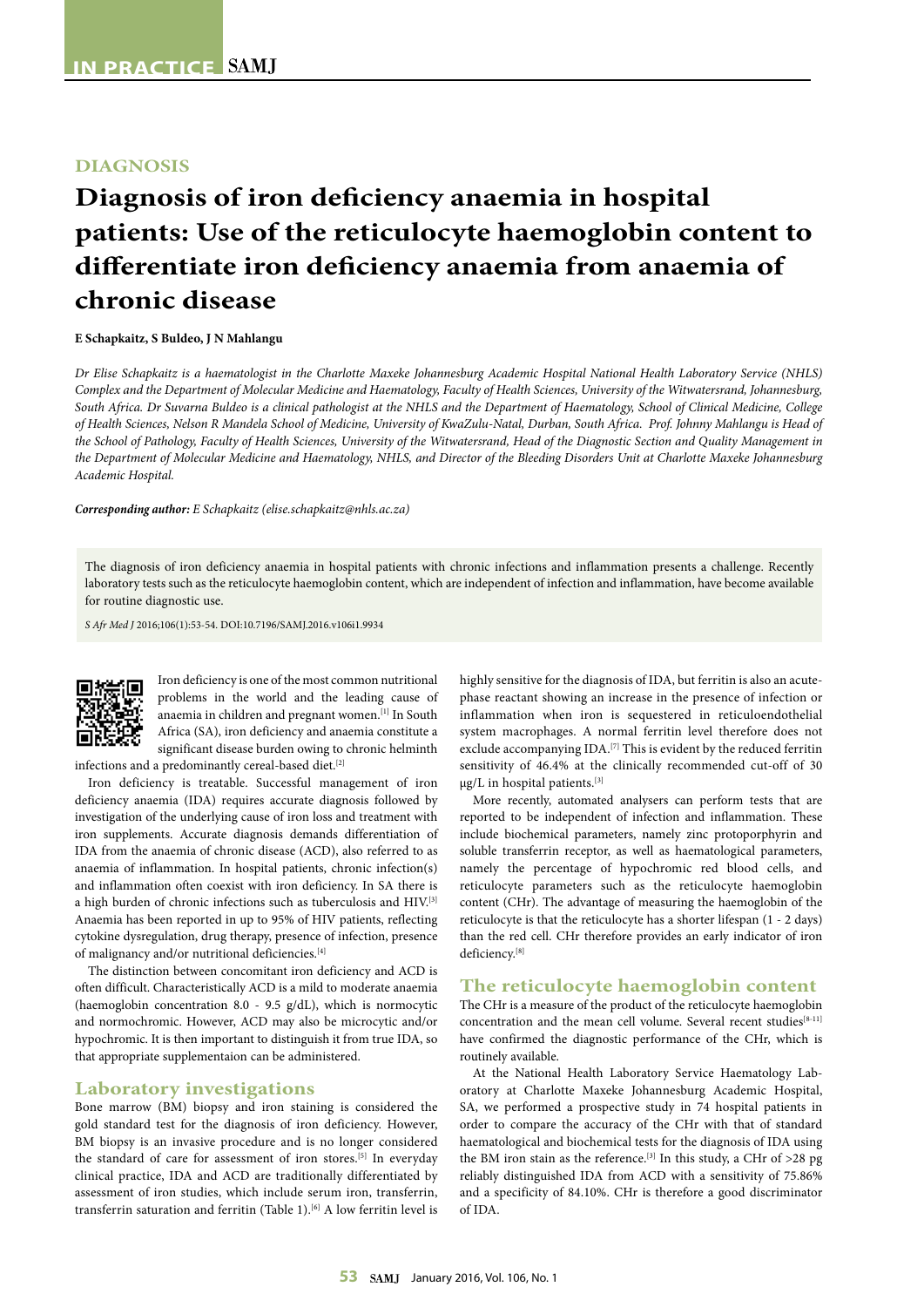IN PRACTICE

DIAGNOSIS

# Diagnosis of iron deficiency anaemia in hospital patients: Use of the reticulocyte haemoglobin content to differentiate iron deficiency anaemia from anaemia of chronic disease

**E Schapkaitz, S Buldeo, J N Mahlangu**

*Dr Elise Schapkaitz is a haematologist in the Charlotte Maxeke Johannesburg Academic Hospital National Health Laboratory Service (NHLS) Complex and the Department of Molecular Medicine and Haematology, Faculty of Health Sciences, University of the Witwatersrand, Johannesburg, South Africa. Dr Suvarna Buldeo is a clinical pathologist at the NHLS and the Department of Haematology, School of Clinical Medicine, College of Health Sciences, Nelson R Mandela School of Medicine, University of KwaZulu-Natal, Durban, South Africa. Prof. Johnny Mahlangu is Head of the School of Pathology, Faculty of Health Sciences, University of the Witwatersrand, Head of the Diagnostic Section and Quality Management in the Department of Molecular Medicine and Haematology, NHLS, and Director of the Bleeding Disorders Unit at Charlotte Maxeke Johannesburg Academic Hospital.*

***Corresponding author:** E Schapkaitz (elise.schapkaitz@nhls.ac.za)*

The diagnosis of iron deficiency anaemia in hospital patients with chronic infections and inflammation presents a challenge. Recently laboratory tests such as the reticulocyte haemoglobin content, which are independent of infection and inflammation, have become available for routine diagnostic use.

*S Afr Med J* 2016;106(1):53-54. DOI:10.7196/SAMJ.2016.v106i1.9934

Iron deficiency is one of the most common nutritional problems in the world and the leading cause of anaemia in children and pregnant women.[1] In South Africa (SA), iron deficiency and anaemia constitute a significant disease burden owing to chronic helminth infections and a predominantly cereal-based diet.[2]

Iron deficiency is treatable. Successful management of iron deficiency anaemia (IDA) requires accurate diagnosis followed by investigation of the underlying cause of iron loss and treatment with iron supplements. Accurate diagnosis demands differentiation of IDA from the anaemia of chronic disease (ACD), also referred to as anaemia of inflammation. In hospital patients, chronic infection(s) and inflammation often coexist with iron deficiency. In SA there is a high burden of chronic infections such as tuberculosis and HIV.[3] Anaemia has been reported in up to 95% of HIV patients, reflecting cytokine dysregulation, drug therapy, presence of infection, presence of malignancy and/or nutritional deficiencies.[4]

The distinction between concomitant iron deficiency and ACD is often difficult. Characteristically ACD is a mild to moderate anaemia (haemoglobin concentration 8.0 - 9.5 g/dL), which is normocytic and normochromic. However, ACD may also be microcytic and/or hypochromic. It is then important to distinguish it from true IDA, so that appropriate supplementaion can be administered.

## Laboratory investigations

Bone marrow (BM) biopsy and iron staining is considered the gold standard test for the diagnosis of iron deficiency. However, BM biopsy is an invasive procedure and is no longer considered the standard of care for assessment of iron stores.[5] In everyday clinical practice, IDA and ACD are traditionally differentiated by assessment of iron studies, which include serum iron, transferrin, transferrin saturation and ferritin (Table 1).[6] A low ferritin level is highly sensitive for the diagnosis of IDA, but ferritin is also an acute-phase reactant showing an increase in the presence of infection or inflammation when iron is sequestered in reticuloendothelial system macrophages. A normal ferritin level therefore does not exclude accompanying IDA.[7] This is evident by the reduced ferritin sensitivity of 46.4% at the clinically recommended cut-off of 30 µg/L in hospital patients.[3]

More recently, automated analysers can perform tests that are reported to be independent of infection and inflammation. These include biochemical parameters, namely zinc protoporphyrin and soluble transferrin receptor, as well as haematological parameters, namely the percentage of hypochromic red blood cells, and reticulocyte parameters such as the reticulocyte haemoglobin content (CHr). The advantage of measuring the haemoglobin of the reticulocyte is that the reticulocyte has a shorter lifespan (1 - 2 days) than the red cell. CHr therefore provides an early indicator of iron deficiency.[8]

## The reticulocyte haemoglobin content

The CHr is a measure of the product of the reticulocyte haemoglobin concentration and the mean cell volume. Several recent studies[8-11] have confirmed the diagnostic performance of the CHr, which is routinely available.

At the National Health Laboratory Service Haematology Laboratory at Charlotte Maxeke Johannesburg Academic Hospital, SA, we performed a prospective study in 74 hospital patients in order to compare the accuracy of the CHr with that of standard haematological and biochemical tests for the diagnosis of IDA using the BM iron stain as the reference.[3] In this study, a CHr of >28 pg reliably distinguished IDA from ACD with a sensitivity of 75.86% and a specificity of 84.10%. CHr is therefore a good discriminator of IDA.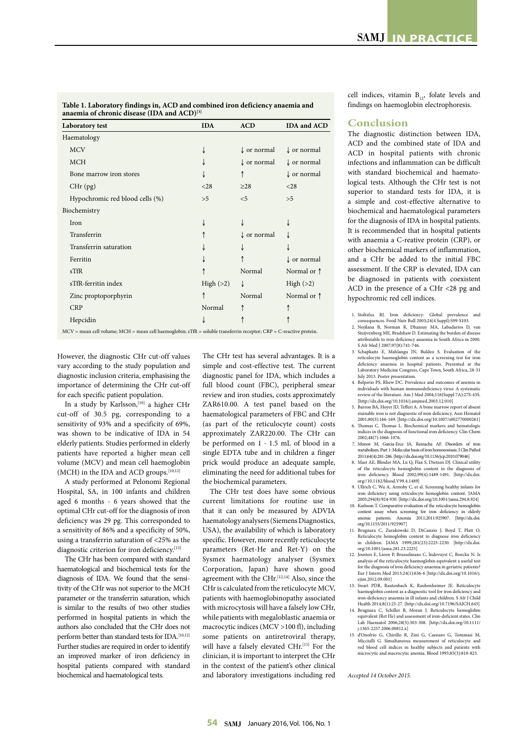**Table 1. Laboratory findings in, ACD and combined iron deficiency anaemia and anaemia of chronic disease (IDA and ACD)[3]**

| Laboratory test | IDA | ACD | IDA and ACD |
|---|---|---|---|
| Haematology | | | |
| MCV | ↓ | ↓ or normal | ↓ or normal |
| MCH | ↓ | ↓ or normal | ↓ or normal |
| Bone marrow iron stores | ↓ | ↑ | ↓ or normal |
| CHr (pg) | <28 | ≥28 | <28 |
| Hypochromic red blood cells (%) | >5 | <5 | >5 |
| Biochemistry | | | |
| Iron | ↓ | ↓ | ↓ |
| Transferrin | ↑ | ↓ or normal | ↓ |
| Transferrin saturation | ↓ | ↓ | ↓ |
| Ferritin | ↓ | ↑ | ↓ or normal |
| sTfR | ↑ | Normal | Normal or ↑ |
| sTfR-ferritin index | High (>2) | ↓ | High (>2) |
| Zinc proptoporphyrin | ↑ | Normal | Normal or ↑ |
| CRP | Normal | ↑ | ↑ |
| Hepcidin | ↓ | ↑ | ↑ |

MCV = mean cell volume; MCH = mean cell haemoglobin; sTfR = soluble transferrin receptor; CRP = C-reactive protein.

However, the diagnostic CHr cut-off values vary according to the study population and diagnostic inclusion criteria, emphasising the importance of determining the CHr cut-off for each specific patient population.

In a study by Karlsson,[10] a higher CHr cut-off of 30.5 pg, corresponding to a sensitivity of 93% and a specificity of 69%, was shown to be indicative of IDA in 54 elderly patients. Studies performed in elderly patients have reported a higher mean cell volume (MCV) and mean cell haemoglobin (MCH) in the IDA and ACD groups.[10,12]

A study performed at Pelonomi Regional Hospital, SA, in 100 infants and children aged 6 months - 6 years showed that the optimal CHr cut-off for the diagnosis of iron deficiency was 29 pg. This corresponded to a sensitivity of 86% and a specificity of 50%, using a transferrin saturation of <25% as the diagnostic criterion for iron deficiency.[13]

The CHr has been compared with standard haematological and biochemical tests for the diagnosis of IDA. We found that the sensitivity of the CHr was not superior to the MCH parameter or the transferrin saturation, which is similar to the results of two other studies performed in hospital patients in which the authors also concluded that the CHr does not perform better than standard tests for IDA.[10,12] Further studies are required in order to identify an improved marker of iron deficiency in hospital patients compared with standard biochemical and haematological tests.

The CHr test has several advantages. It is a simple and cost-effective test. The current diagnostic panel for IDA, which includes a full blood count (FBC), peripheral smear review and iron studies, costs approximately ZAR610.00. A test panel based on the haematological parameters of FBC and CHr (as part of the reticulocyte count) costs approximately ZAR220.00. The CHr can be performed on 1 - 1.5 mL of blood in a single EDTA tube and in children a finger prick would produce an adequate sample, eliminating the need for additional tubes for the biochemical parameters.

The CHr test does have some obvious current limitations for routine use in that it can only be measured by ADVIA haematology analysers (Siemens Diagnostics, USA), the availability of which is laboratory specific. However, more recently reticulocyte parameters (Ret-He and Ret-Y) on the Sysmex haematology analyser (Sysmex Corporation, Japan) have shown good agreement with the CHr.[12,14] Also, since the CHr is calculated from the reticulocyte MCV, patients with haemoglobinopathy associated with microcytosis will have a falsely low CHr, while patients with megaloblastic anaemia or macrocytic indices (MCV >100 fl), including some patients on antiretroviral therapy, will have a falsely elevated CHr.[15] For the clinician, it is important to interpret the CHr in the context of the patient's other clinical and laboratory investigations including red cell indices, vitamin $B_{12}$, folate levels and findings on haemoglobin electrophoresis.

## Conclusion

The diagnostic distinction between IDA, ACD and the combined state of IDA and ACD in hospital patients with chronic infections and inflammation can be difficult with standard biochemical and haematological tests. Although the CHr test is not superior to standard tests for IDA, it is a simple and cost-effective alternative to biochemical and haematological parameters for the diagnosis of IDA in hospital patients. It is recommended that in hospital patients with anaemia a C-reactive protein (CRP), or other biochemical markers of inflammation, and a CHr be added to the initial FBC assessment. If the CRP is elevated, IDA can be diagnosed in patients with coexistent ACD in the presence of a CHr <28 pg and hypochromic red cell indices.

1. Stoltzfus RJ. Iron deficiency: Global prevalence and consequences. Food Nutr Bull 2003;24(4 Suppl):S99-S103.
2. Nojilana B, Norman R, Dhansay MA, Labadarios D, van Stuijvenberg ME, Bradshaw D. Estimating the burden of disease attributable to iron deficiency anaemia in South Africa in 2000. S Afr Med J 2007;97(8):741-746.
3. Schapkaitz E, Mahlangu JN, Buldeo S. Evaluation of the reticulocyte haemoglobin content as a screening test for iron deficiency anaemia in hospital patients. Presented at the Laboratory Medicine Congress, Cape Town, South Africa, 28-31 July 2013. Poster presentation.
4. Belperio PS, Rhew DC. Prevalence and outcomes of anemia in individuals with human immunodeficiency virus: A systematic review of the literature. Am J Med 2004;116(Suppl 7A):27S-43S. [http://dx.doi.org/10.1016/j.amjmed.2003.12.010]
5. Barron BA, Hoyer JD, Tefferi A. A bone marrow report of absent stainable iron is not diagnostic of iron deficiency. Ann Hematol 2001;80(3):166-169. [http://dx.doi.org/10.1007/s002770000261]
6. Thomas C, Thomas L. Biochemical markers and hematologic indices in the diagnosis of functional iron deficiency. Clin Chem 2002;48(7):1066-1076.
7. Munoz M, Garcia-Erce JA, Remacha AF. Disorders of iron metabolism. Part 1: Molecular basis of iron homoeostasis. J Clin Pathol 2011;64(4):281-286. [http://dx.doi.org/10.1136/jcp.2010.079046]
8. Mast AE, Blinder MA, Lu Q, Flax S, Dietzen DJ. Clinical utility of the reticulocyte hemoglobin content in the diagnosis of iron deficiency. Blood 2002;99(4):1489-1491. [http://dx.doi.org//10.1182/blood.V99.4.1489]
9. Ullrich C, Wu A, Armsby C, et al. Screening healthy infants for iron deficiency using reticulocyte hemoglobin content. JAMA 2005;294(8):924-930. [http://dx.doi.org/10.1001/jama.294.8.924]
10. Karlsson T. Comparative evaluation of the reticulocyte hemoglobin content assay when screening for iron deficiency in elderly anemic patients. Anemia 2011;2011:925907. [http://dx.doi.org/10.1155/2011/925907]
11. Brugnara C, Zurakowski D, DiCanzio J, Boyd T, Platt O. Reticulocyte hemoglobin content to diagnose iron deficiency in children. JAMA 1999;281(23):2225-2230. [http://dx.doi.org/10.1001/jama.281.23.2225]
12. Joosten E, Lioen P, Brusselmans C, Indevuyst C, Boeckx N. Is analysis of the reticulocyte haemoglobin equivalent a useful test for the diagnosis of iron deficiency anaemia in geriatric patients? Eur J Intern Med 2013;24(1):636-6 [http://dx.doi.org/10.1016/j.ejim.2012.09.001]
13. Swart PDR, Rautenbach K, Raubenheimer JE. Reticulocyte haemoglobin content as a diagnostic tool for iron deficiency and iron-deficiency anaemia in ill infants and children. S Afr J Child Health 2014;8(1):23-27. [http://dx.doi.org/10.7196/SAJCH.645]
14. Brugnara C, Schiller B, Moran J. Reticulocyte hemoglobin equivalent (Ret He) and assessment of iron-deficient states. Clin Lab Haematol 2006;28(5):303-308. [http://dx.doi.org/10.1111/j.1365-2257.2006.00812.x]
15. d'Onofrio G, Chirillo R, Zini G, Caenaro G, Tommasi M, Micciulli G. Simultaneous measurement of reticulocyte and red blood cell indices in healthy subjects and patients with microcytic and macrocytic anemia. Blood 1995;85(3):818-823.

*Accepted 14 October 2015.*